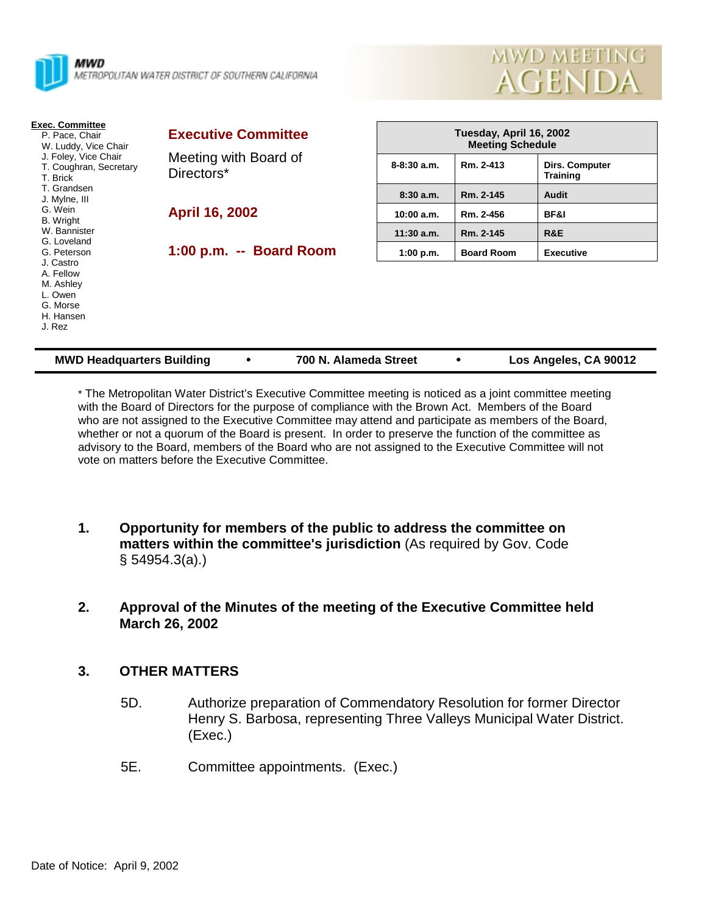**MWD**
METROPOLITAN WATER DISTRICT OF SOUTHERN CALIFORNIA

# MWD MEETING AGENDA

**Exec. Committee**
- P. Pace, Chair
- W. Luddy, Vice Chair
- J. Foley, Vice Chair
- T. Coughran, Secretary
- T. Brick
- T. Grandsen
- J. Mylne, III
- G. Wein
- B. Wright
- W. Bannister
- G. Loveland
- G. Peterson
- J. Castro
- A. Fellow
- M. Ashley
- L. Owen
- G. Morse
- H. Hansen
- J. Rez

## Executive Committee

Meeting with Board of Directors*

**April 16, 2002**

**1:00 p.m. -- Board Room**

| Tuesday, April 16, 2002 Meeting Schedule | | |
|---|---|---|
| 8-8:30 a.m. | Rm. 2-413 | Dirs. Computer Training |
| 8:30 a.m. | Rm. 2-145 | Audit |
| 10:00 a.m. | Rm. 2-456 | BF&I |
| 11:30 a.m. | Rm. 2-145 | R&E |
| 1:00 p.m. | Board Room | Executive |

**MWD Headquarters Building • 700 N. Alameda Street • Los Angeles, CA 90012**

* The Metropolitan Water District's Executive Committee meeting is noticed as a joint committee meeting with the Board of Directors for the purpose of compliance with the Brown Act. Members of the Board who are not assigned to the Executive Committee may attend and participate as members of the Board, whether or not a quorum of the Board is present. In order to preserve the function of the committee as advisory to the Board, members of the Board who are not assigned to the Executive Committee will not vote on matters before the Executive Committee.

1. **Opportunity for members of the public to address the committee on matters within the committee's jurisdiction** (As required by Gov. Code § 54954.3(a).)

2. **Approval of the Minutes of the meeting of the Executive Committee held March 26, 2002**

3. **OTHER MATTERS**

   5D. Authorize preparation of Commendatory Resolution for former Director Henry S. Barbosa, representing Three Valleys Municipal Water District. (Exec.)

   5E. Committee appointments. (Exec.)

Date of Notice: April 9, 2002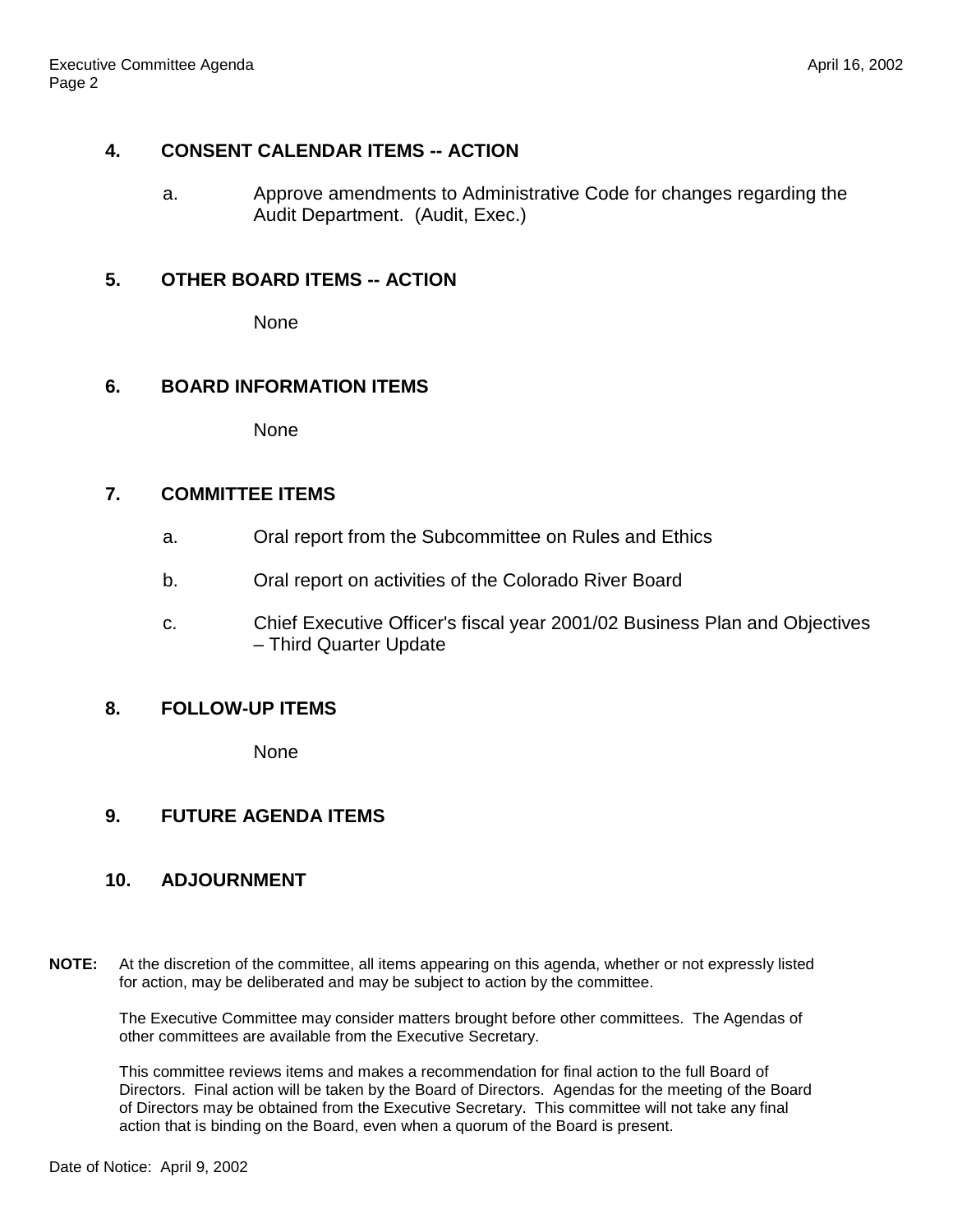## 4. CONSENT CALENDAR ITEMS -- ACTION

a. Approve amendments to Administrative Code for changes regarding the Audit Department. (Audit, Exec.)

## 5. OTHER BOARD ITEMS -- ACTION

None

## 6. BOARD INFORMATION ITEMS

None

## 7. COMMITTEE ITEMS

a. Oral report from the Subcommittee on Rules and Ethics

b. Oral report on activities of the Colorado River Board

c. Chief Executive Officer's fiscal year 2001/02 Business Plan and Objectives – Third Quarter Update

## 8. FOLLOW-UP ITEMS

None

## 9. FUTURE AGENDA ITEMS

## 10. ADJOURNMENT

**NOTE:** At the discretion of the committee, all items appearing on this agenda, whether or not expressly listed for action, may be deliberated and may be subject to action by the committee.

The Executive Committee may consider matters brought before other committees. The Agendas of other committees are available from the Executive Secretary.

This committee reviews items and makes a recommendation for final action to the full Board of Directors. Final action will be taken by the Board of Directors. Agendas for the meeting of the Board of Directors may be obtained from the Executive Secretary. This committee will not take any final action that is binding on the Board, even when a quorum of the Board is present.

Date of Notice: April 9, 2002